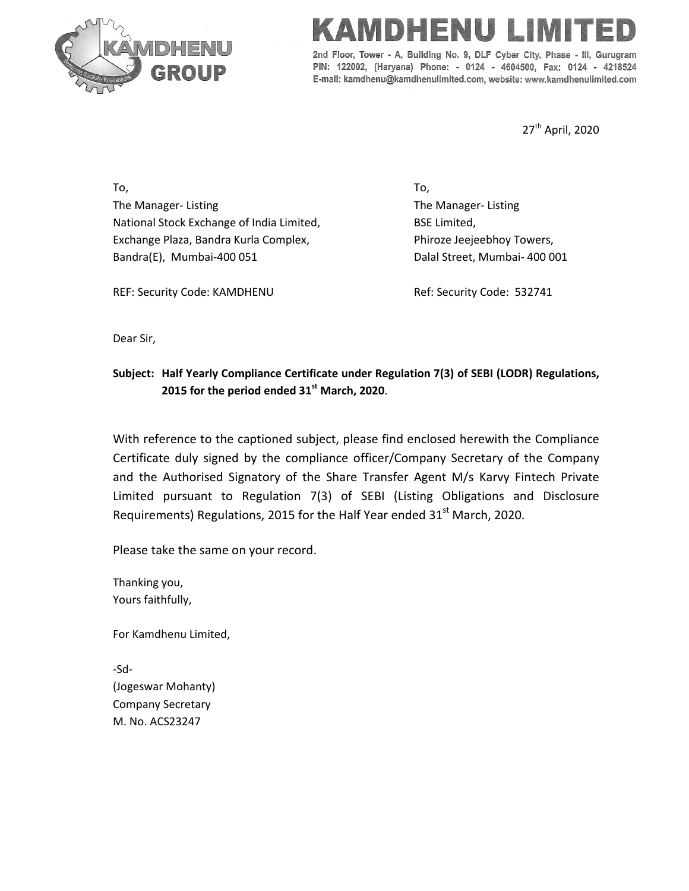# KAMDHENU LIMITED

2nd Floor, Tower - A, Building No. 9, DLF Cyber City, Phase - III, Gurugram
PIN: 122002, (Haryana) Phone: - 0124 - 4604500, Fax: 0124 - 4218524
E-mail: kamdhenu@kamdhenulimited.com, website: www.kamdhenulimited.com

27th April, 2020

To,
The Manager- Listing
National Stock Exchange of India Limited,
Exchange Plaza, Bandra Kurla Complex,
Bandra(E), Mumbai-400 051

REF: Security Code: KAMDHENU

To,
The Manager- Listing
BSE Limited,
Phiroze Jeejeebhoy Towers,
Dalal Street, Mumbai- 400 001

Ref: Security Code: 532741

Dear Sir,

**Subject: Half Yearly Compliance Certificate under Regulation 7(3) of SEBI (LODR) Regulations, 2015 for the period ended 31st March, 2020.**

With reference to the captioned subject, please find enclosed herewith the Compliance Certificate duly signed by the compliance officer/Company Secretary of the Company and the Authorised Signatory of the Share Transfer Agent M/s Karvy Fintech Private Limited pursuant to Regulation 7(3) of SEBI (Listing Obligations and Disclosure Requirements) Regulations, 2015 for the Half Year ended 31st March, 2020.

Please take the same on your record.

Thanking you,
Yours faithfully,

For Kamdhenu Limited,

-Sd-
(Jogeswar Mohanty)
Company Secretary
M. No. ACS23247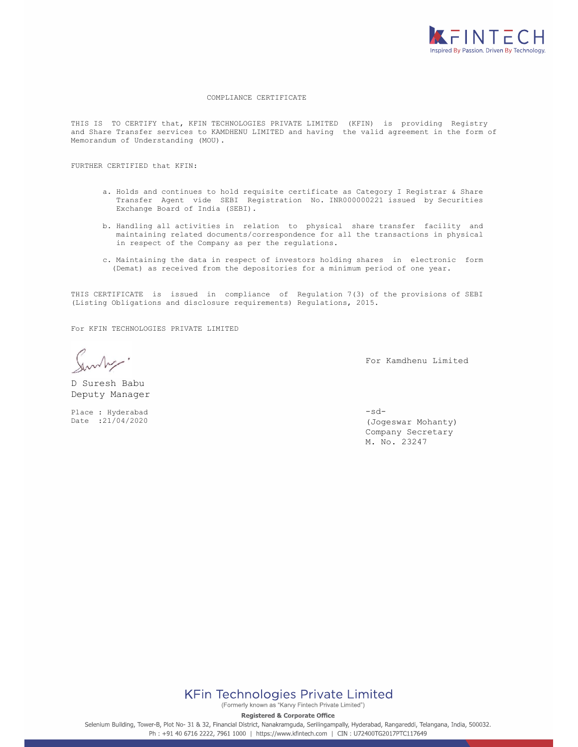# COMPLIANCE CERTIFICATE

THIS IS TO CERTIFY that, KFIN TECHNOLOGIES PRIVATE LIMITED (KFIN) is providing Registry and Share Transfer services to KAMDHENU LIMITED and having the valid agreement in the form of Memorandum of Understanding (MOU).

FURTHER CERTIFIED that KFIN:

a. Holds and continues to hold requisite certificate as Category I Registrar & Share Transfer Agent vide SEBI Registration No. INR000000221 issued by Securities Exchange Board of India (SEBI).

b. Handling all activities in relation to physical share transfer facility and maintaining related documents/correspondence for all the transactions in physical in respect of the Company as per the regulations.

c. Maintaining the data in respect of investors holding shares in electronic form (Demat) as received from the depositories for a minimum period of one year.

THIS CERTIFICATE is issued in compliance of Regulation 7(3) of the provisions of SEBI (Listing Obligations and disclosure requirements) Regulations, 2015.

For KFIN TECHNOLOGIES PRIVATE LIMITED

D Suresh Babu
Deputy Manager

Place : Hyderabad
Date :21/04/2020

For Kamdhenu Limited

-sd-
(Jogeswar Mohanty)
Company Secretary
M. No. 23247

KFin Technologies Private Limited
(Formerly known as "Karvy Fintech Private Limited")

**Registered & Corporate Office**
Selenium Building, Tower-B, Plot No- 31 & 32, Financial District, Nanakramguda, Serilingampally, Hyderabad, Rangareddi, Telangana, India, 500032.
Ph : +91 40 6716 2222, 7961 1000 | https://www.kfintech.com | CIN : U72400TG2017PTC117649